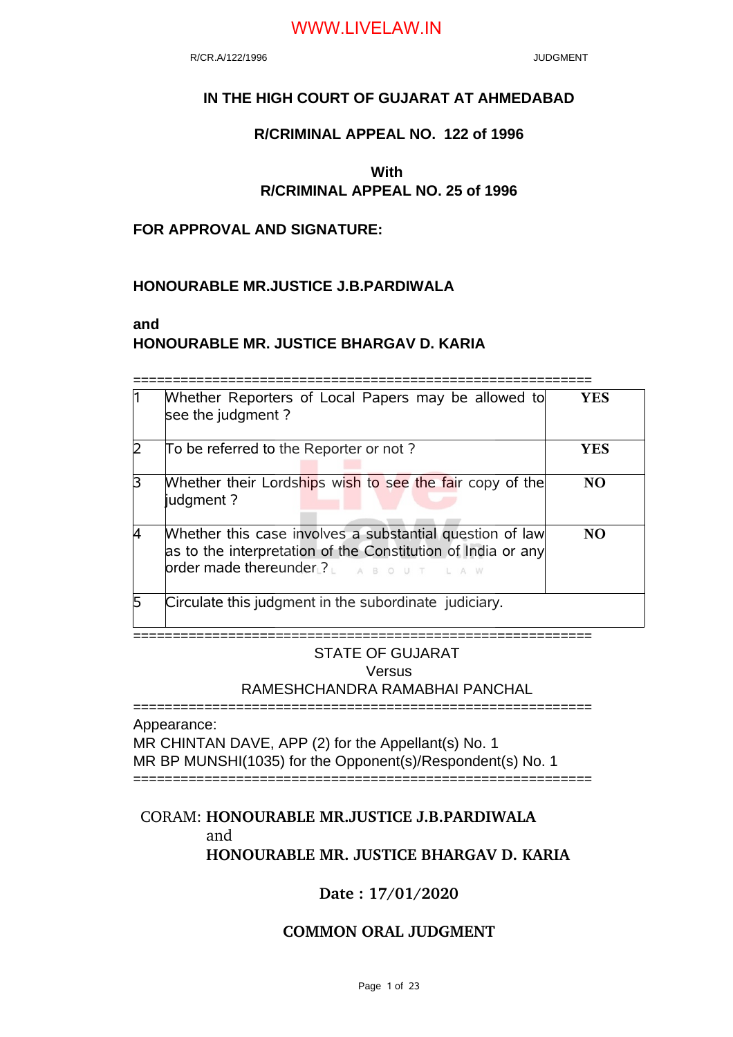# IN THE HIGH COURT OF GUJARAT AT AHMEDABAD

## R/CRIMINAL APPEAL NO. 122 of 1996

**With**
**R/CRIMINAL APPEAL NO. 25 of 1996**

**FOR APPROVAL AND SIGNATURE:**

**HONOURABLE MR.JUSTICE J.B.PARDIWALA**

**and**
**HONOURABLE MR. JUSTICE BHARGAV D. KARIA**

==========================================================

| | | |
|---|---|---|
| 1 | Whether Reporters of Local Papers may be allowed to see the judgment ? | **YES** |
| 2 | To be referred to the Reporter or not ? | **YES** |
| 3 | Whether their Lordships wish to see the fair copy of the judgment ? | **NO** |
| 4 | Whether this case involves a substantial question of law as to the interpretation of the Constitution of India or any order made thereunder ? | **NO** |
| 5 | Circulate this judgment in the subordinate judiciary. | |

==========================================================

STATE OF GUJARAT
Versus
RAMESHCHANDRA RAMABHAI PANCHAL

==========================================================

Appearance:
MR CHINTAN DAVE, APP (2) for the Appellant(s) No. 1
MR BP MUNSHI(1035) for the Opponent(s)/Respondent(s) No. 1

==========================================================

CORAM: **HONOURABLE MR.JUSTICE J.B.PARDIWALA**
and
**HONOURABLE MR. JUSTICE BHARGAV D. KARIA**

**Date : 17/01/2020**

**COMMON ORAL JUDGMENT**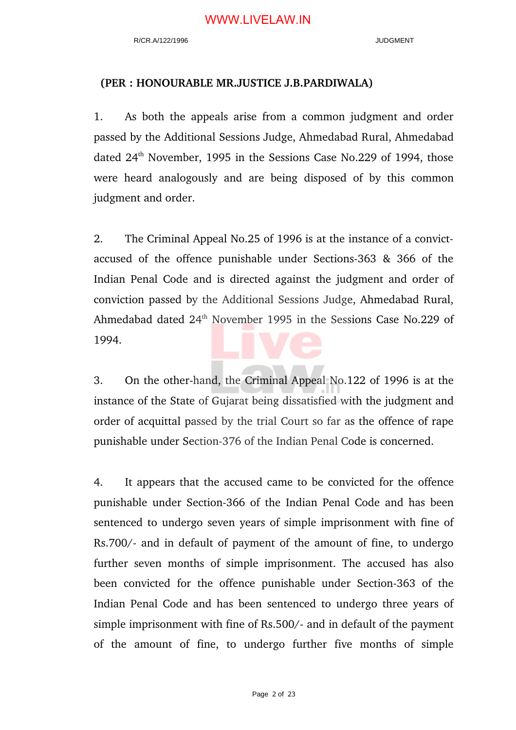**(PER : HONOURABLE MR.JUSTICE J.B.PARDIWALA)**

1. As both the appeals arise from a common judgment and order passed by the Additional Sessions Judge, Ahmedabad Rural, Ahmedabad dated 24th November, 1995 in the Sessions Case No.229 of 1994, those were heard analogously and are being disposed of by this common judgment and order.

2. The Criminal Appeal No.25 of 1996 is at the instance of a convict-accused of the offence punishable under Sections-363 & 366 of the Indian Penal Code and is directed against the judgment and order of conviction passed by the Additional Sessions Judge, Ahmedabad Rural, Ahmedabad dated 24th November 1995 in the Sessions Case No.229 of 1994.

3. On the other-hand, the Criminal Appeal No.122 of 1996 is at the instance of the State of Gujarat being dissatisfied with the judgment and order of acquittal passed by the trial Court so far as the offence of rape punishable under Section-376 of the Indian Penal Code is concerned.

4. It appears that the accused came to be convicted for the offence punishable under Section-366 of the Indian Penal Code and has been sentenced to undergo seven years of simple imprisonment with fine of Rs.700/- and in default of payment of the amount of fine, to undergo further seven months of simple imprisonment. The accused has also been convicted for the offence punishable under Section-363 of the Indian Penal Code and has been sentenced to undergo three years of simple imprisonment with fine of Rs.500/- and in default of the payment of the amount of fine, to undergo further five months of simple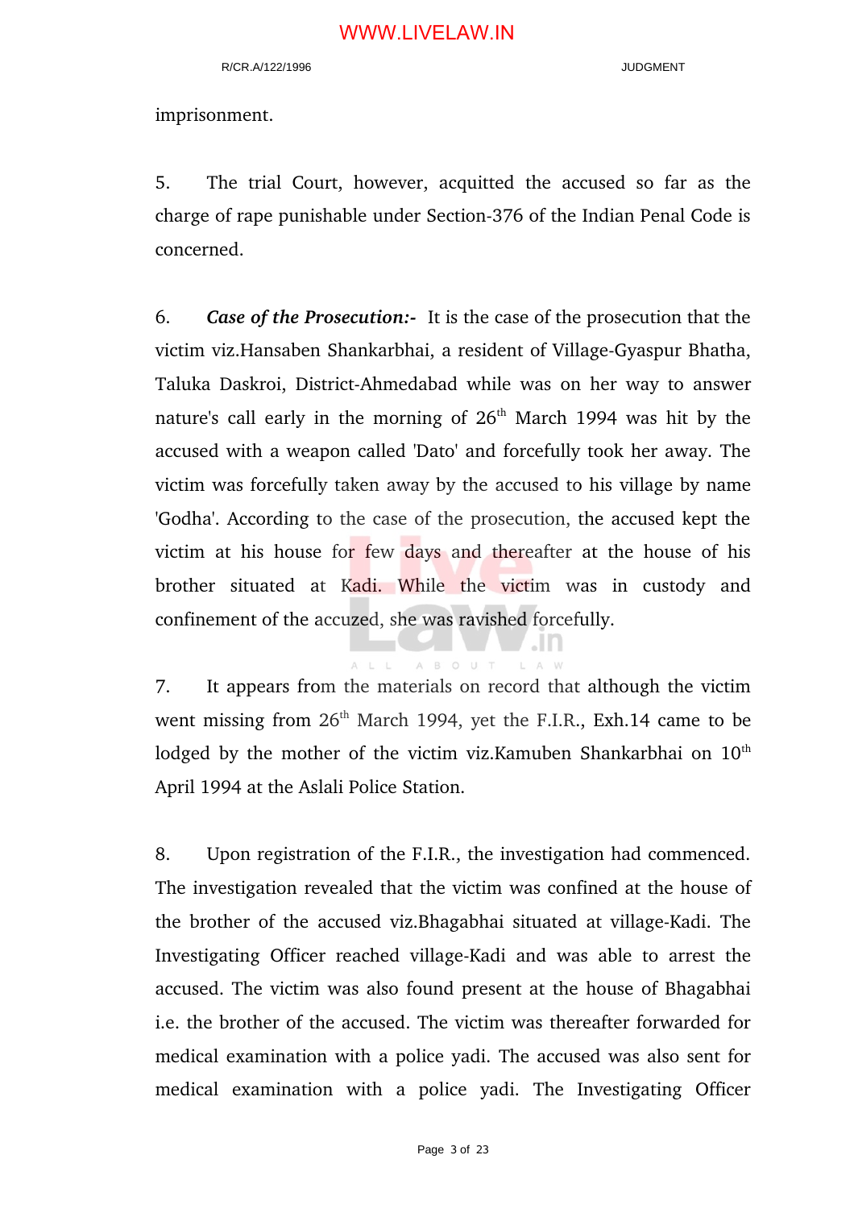imprisonment.

5. The trial Court, however, acquitted the accused so far as the charge of rape punishable under Section-376 of the Indian Penal Code is concerned.

6. ***Case of the Prosecution:-*** It is the case of the prosecution that the victim viz.Hansaben Shankarbhai, a resident of Village-Gyaspur Bhatha, Taluka Daskroi, District-Ahmedabad while was on her way to answer nature's call early in the morning of 26th March 1994 was hit by the accused with a weapon called 'Dato' and forcefully took her away. The victim was forcefully taken away by the accused to his village by name 'Godha'. According to the case of the prosecution, the accused kept the victim at his house for few days and thereafter at the house of his brother situated at Kadi. While the victim was in custody and confinement of the accuzed, she was ravished forcefully.

7. It appears from the materials on record that although the victim went missing from 26th March 1994, yet the F.I.R., Exh.14 came to be lodged by the mother of the victim viz.Kamuben Shankarbhai on 10th April 1994 at the Aslali Police Station.

8. Upon registration of the F.I.R., the investigation had commenced. The investigation revealed that the victim was confined at the house of the brother of the accused viz.Bhagabhai situated at village-Kadi. The Investigating Officer reached village-Kadi and was able to arrest the accused. The victim was also found present at the house of Bhagabhai i.e. the brother of the accused. The victim was thereafter forwarded for medical examination with a police yadi. The accused was also sent for medical examination with a police yadi. The Investigating Officer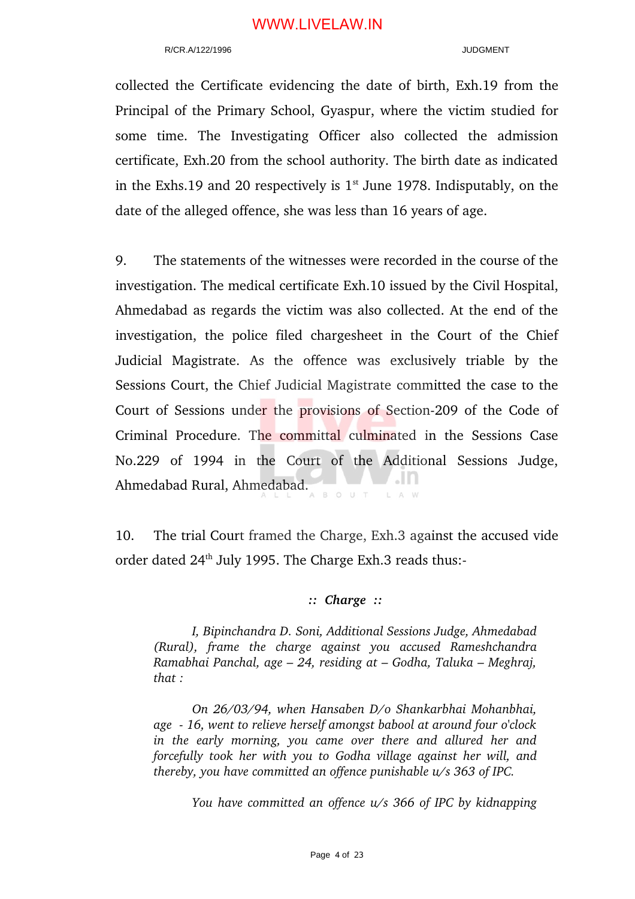collected the Certificate evidencing the date of birth, Exh.19 from the Principal of the Primary School, Gyaspur, where the victim studied for some time. The Investigating Officer also collected the admission certificate, Exh.20 from the school authority. The birth date as indicated in the Exhs.19 and 20 respectively is 1st June 1978. Indisputably, on the date of the alleged offence, she was less than 16 years of age.

9. The statements of the witnesses were recorded in the course of the investigation. The medical certificate Exh.10 issued by the Civil Hospital, Ahmedabad as regards the victim was also collected. At the end of the investigation, the police filed chargesheet in the Court of the Chief Judicial Magistrate. As the offence was exclusively triable by the Sessions Court, the Chief Judicial Magistrate committed the case to the Court of Sessions under the provisions of Section-209 of the Code of Criminal Procedure. The committal culminated in the Sessions Case No.229 of 1994 in the Court of the Additional Sessions Judge, Ahmedabad Rural, Ahmedabad.

10. The trial Court framed the Charge, Exh.3 against the accused vide order dated 24th July 1995. The Charge Exh.3 reads thus:-

*:: **Charge** ::*

> *I, Bipinchandra D. Soni, Additional Sessions Judge, Ahmedabad (Rural), frame the charge against you accused Rameshchandra Ramabhai Panchal, age – 24, residing at – Godha, Taluka – Meghraj, that :*
>
> *On 26/03/94, when Hansaben D/o Shankarbhai Mohanbhai, age - 16, went to relieve herself amongst babool at around four o'clock in the early morning, you came over there and allured her and forcefully took her with you to Godha village against her will, and thereby, you have committed an offence punishable u/s 363 of IPC.*
>
> *You have committed an offence u/s 366 of IPC by kidnapping*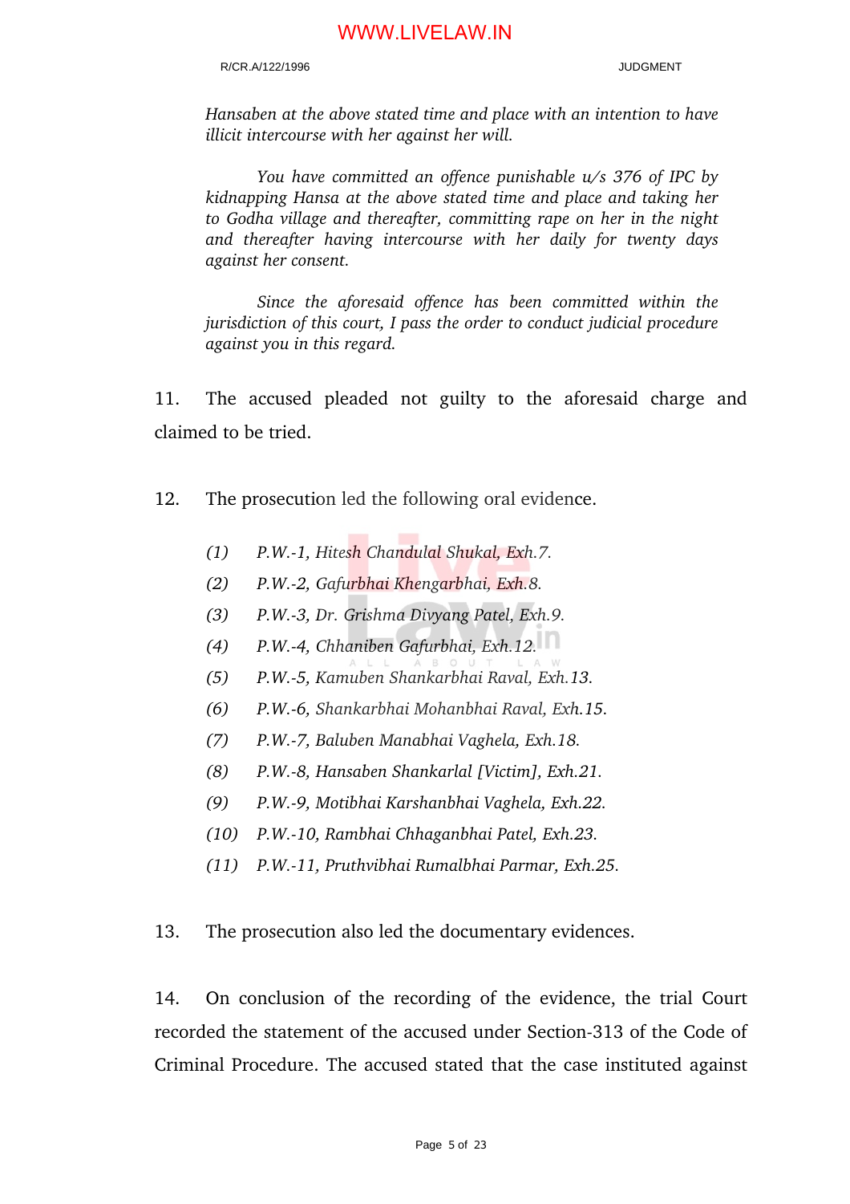*Hansaben at the above stated time and place with an intention to have illicit intercourse with her against her will.*

*You have committed an offence punishable u/s 376 of IPC by kidnapping Hansa at the above stated time and place and taking her to Godha village and thereafter, committing rape on her in the night and thereafter having intercourse with her daily for twenty days against her consent.*

*Since the aforesaid offence has been committed within the jurisdiction of this court, I pass the order to conduct judicial procedure against you in this regard.*

11. The accused pleaded not guilty to the aforesaid charge and claimed to be tried.

12. The prosecution led the following oral evidence.

*(1) P.W.-1, Hitesh Chandulal Shukal, Exh.7.*

*(2) P.W.-2, Gafurbhai Khengarbhai, Exh.8.*

*(3) P.W.-3, Dr. Grishma Divyang Patel, Exh.9.*

*(4) P.W.-4, Chhaniben Gafurbhai, Exh.12.*

*(5) P.W.-5, Kamuben Shankarbhai Raval, Exh.13.*

*(6) P.W.-6, Shankarbhai Mohanbhai Raval, Exh.15.*

*(7) P.W.-7, Baluben Manabhai Vaghela, Exh.18.*

*(8) P.W.-8, Hansaben Shankarlal [Victim], Exh.21.*

*(9) P.W.-9, Motibhai Karshanbhai Vaghela, Exh.22.*

*(10) P.W.-10, Rambhai Chhaganbhai Patel, Exh.23.*

*(11) P.W.-11, Pruthvibhai Rumalbhai Parmar, Exh.25.*

13. The prosecution also led the documentary evidences.

14. On conclusion of the recording of the evidence, the trial Court recorded the statement of the accused under Section-313 of the Code of Criminal Procedure. The accused stated that the case instituted against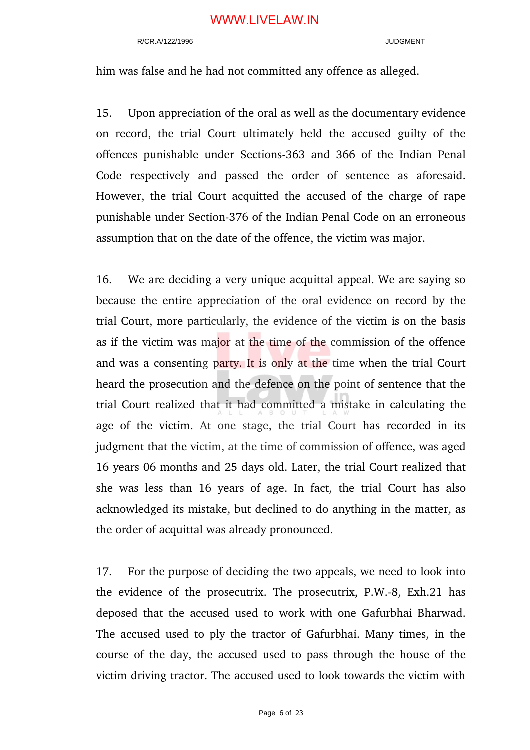him was false and he had not committed any offence as alleged.

15. Upon appreciation of the oral as well as the documentary evidence on record, the trial Court ultimately held the accused guilty of the offences punishable under Sections-363 and 366 of the Indian Penal Code respectively and passed the order of sentence as aforesaid. However, the trial Court acquitted the accused of the charge of rape punishable under Section-376 of the Indian Penal Code on an erroneous assumption that on the date of the offence, the victim was major.

16. We are deciding a very unique acquittal appeal. We are saying so because the entire appreciation of the oral evidence on record by the trial Court, more particularly, the evidence of the victim is on the basis as if the victim was major at the time of the commission of the offence and was a consenting party. It is only at the time when the trial Court heard the prosecution and the defence on the point of sentence that the trial Court realized that it had committed a mistake in calculating the age of the victim. At one stage, the trial Court has recorded in its judgment that the victim, at the time of commission of offence, was aged 16 years 06 months and 25 days old. Later, the trial Court realized that she was less than 16 years of age. In fact, the trial Court has also acknowledged its mistake, but declined to do anything in the matter, as the order of acquittal was already pronounced.

17. For the purpose of deciding the two appeals, we need to look into the evidence of the prosecutrix. The prosecutrix, P.W.-8, Exh.21 has deposed that the accused used to work with one Gafurbhai Bharwad. The accused used to ply the tractor of Gafurbhai. Many times, in the course of the day, the accused used to pass through the house of the victim driving tractor. The accused used to look towards the victim with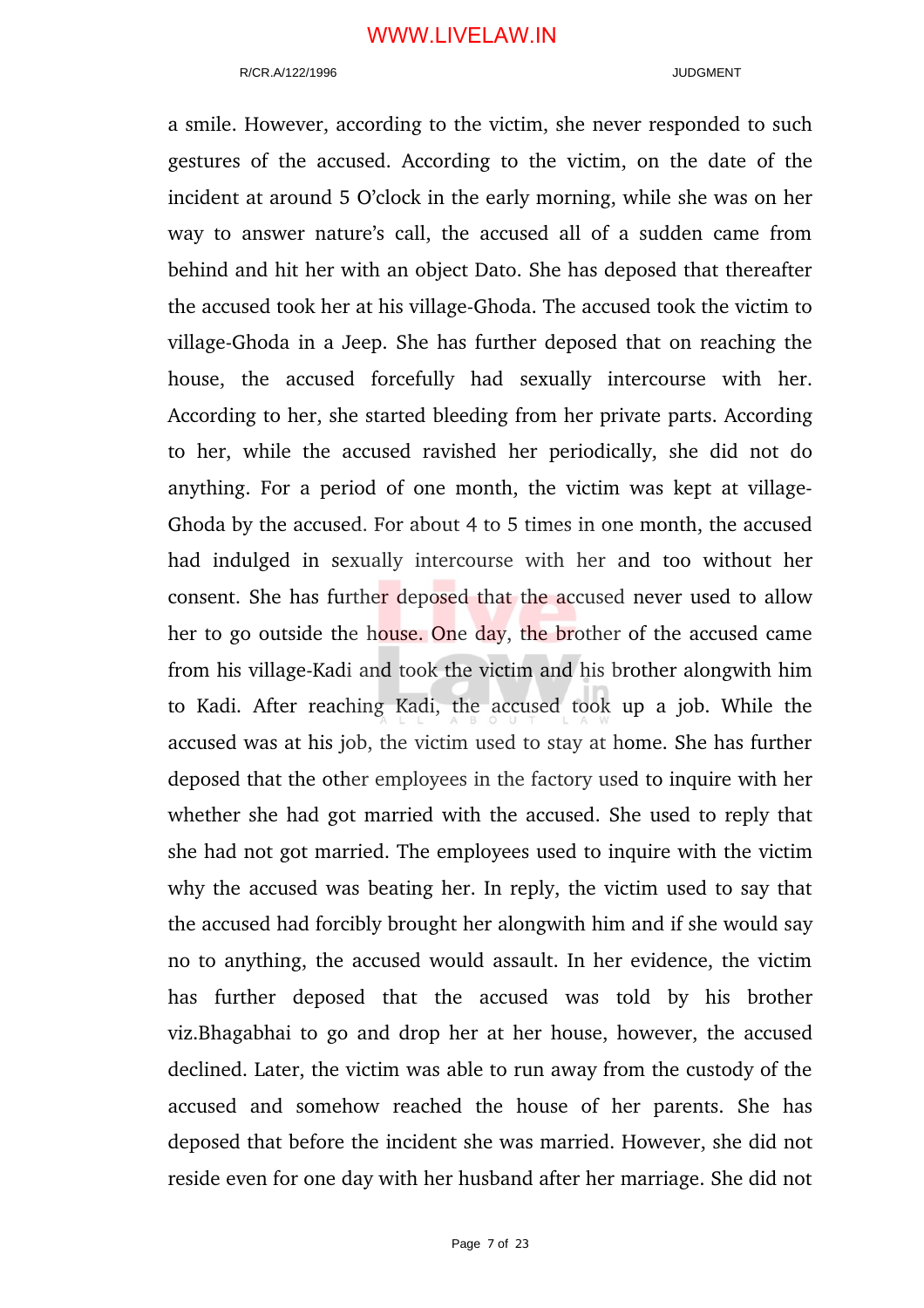a smile. However, according to the victim, she never responded to such gestures of the accused. According to the victim, on the date of the incident at around 5 O'clock in the early morning, while she was on her way to answer nature's call, the accused all of a sudden came from behind and hit her with an object Dato. She has deposed that thereafter the accused took her at his village-Ghoda. The accused took the victim to village-Ghoda in a Jeep. She has further deposed that on reaching the house, the accused forcefully had sexually intercourse with her. According to her, she started bleeding from her private parts. According to her, while the accused ravished her periodically, she did not do anything. For a period of one month, the victim was kept at village-Ghoda by the accused. For about 4 to 5 times in one month, the accused had indulged in sexually intercourse with her and too without her consent. She has further deposed that the accused never used to allow her to go outside the house. One day, the brother of the accused came from his village-Kadi and took the victim and his brother alongwith him to Kadi. After reaching Kadi, the accused took up a job. While the accused was at his job, the victim used to stay at home. She has further deposed that the other employees in the factory used to inquire with her whether she had got married with the accused. She used to reply that she had not got married. The employees used to inquire with the victim why the accused was beating her. In reply, the victim used to say that the accused had forcibly brought her alongwith him and if she would say no to anything, the accused would assault. In her evidence, the victim has further deposed that the accused was told by his brother viz.Bhagabhai to go and drop her at her house, however, the accused declined. Later, the victim was able to run away from the custody of the accused and somehow reached the house of her parents. She has deposed that before the incident she was married. However, she did not reside even for one day with her husband after her marriage. She did not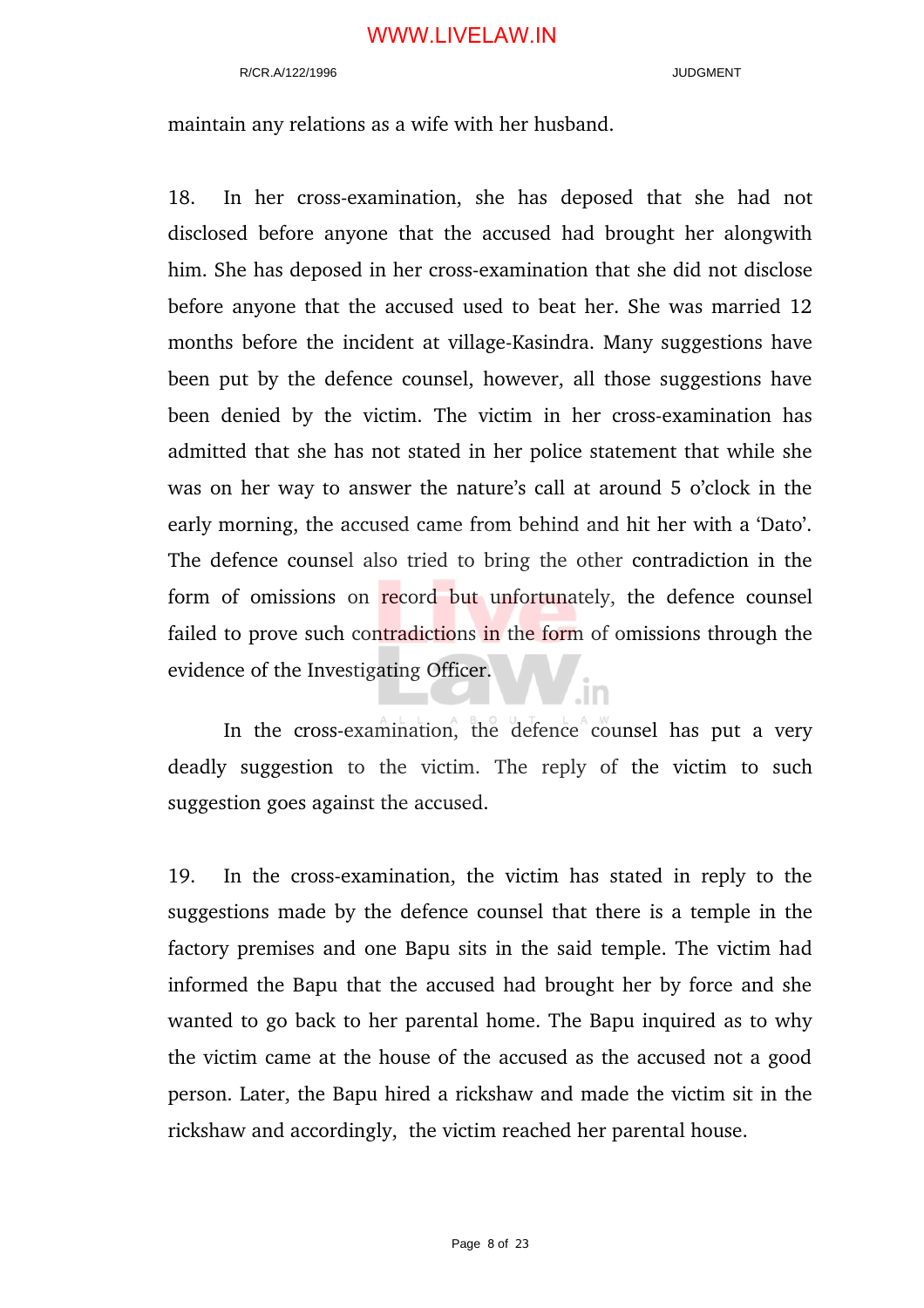maintain any relations as a wife with her husband.

18. In her cross-examination, she has deposed that she had not disclosed before anyone that the accused had brought her alongwith him. She has deposed in her cross-examination that she did not disclose before anyone that the accused used to beat her. She was married 12 months before the incident at village-Kasindra. Many suggestions have been put by the defence counsel, however, all those suggestions have been denied by the victim. The victim in her cross-examination has admitted that she has not stated in her police statement that while she was on her way to answer the nature's call at around 5 o'clock in the early morning, the accused came from behind and hit her with a 'Dato'. The defence counsel also tried to bring the other contradiction in the form of omissions on record but unfortunately, the defence counsel failed to prove such contradictions in the form of omissions through the evidence of the Investigating Officer.

In the cross-examination, the defence counsel has put a very deadly suggestion to the victim. The reply of the victim to such suggestion goes against the accused.

19. In the cross-examination, the victim has stated in reply to the suggestions made by the defence counsel that there is a temple in the factory premises and one Bapu sits in the said temple. The victim had informed the Bapu that the accused had brought her by force and she wanted to go back to her parental home. The Bapu inquired as to why the victim came at the house of the accused as the accused not a good person. Later, the Bapu hired a rickshaw and made the victim sit in the rickshaw and accordingly, the victim reached her parental house.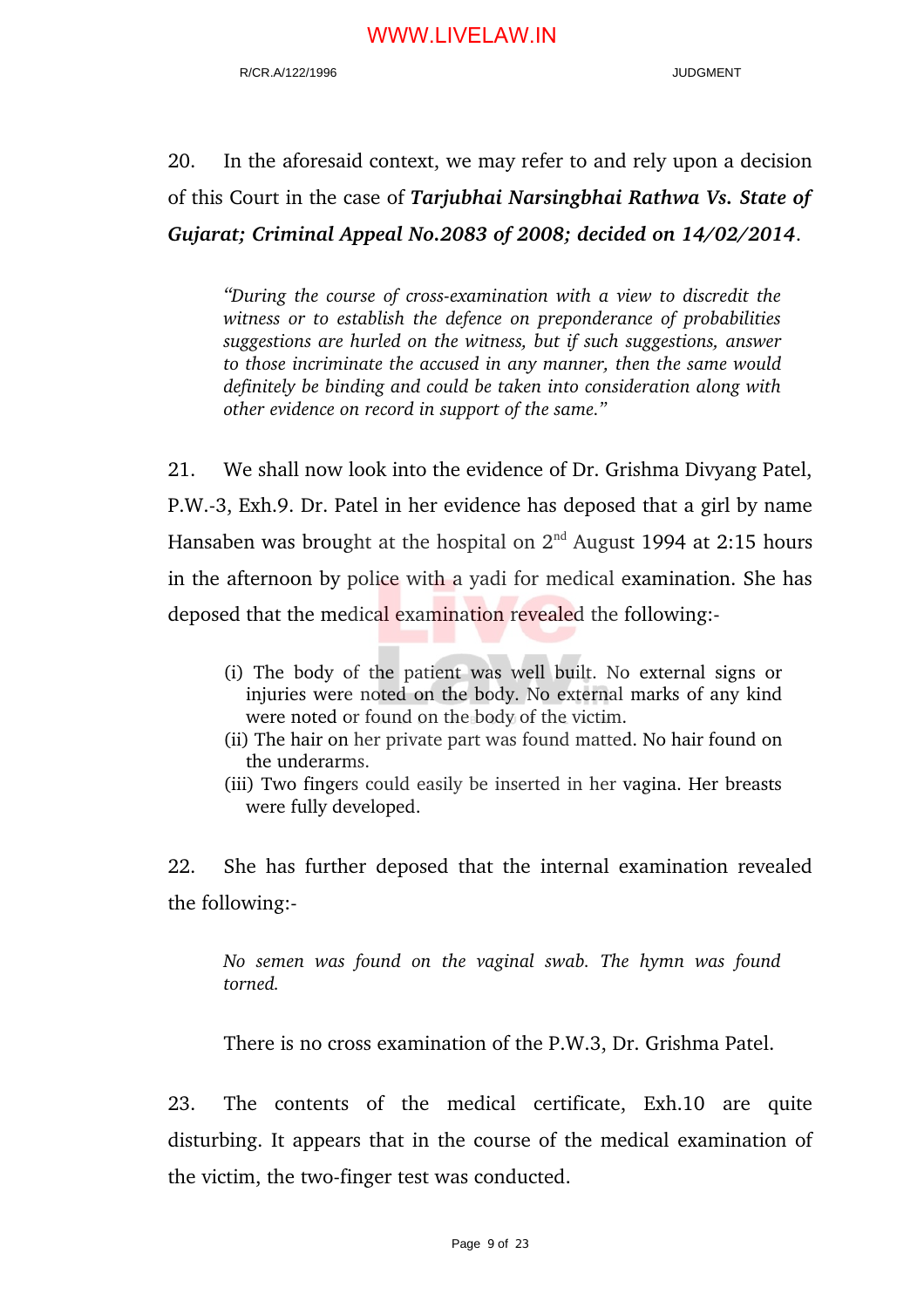20. In the aforesaid context, we may refer to and rely upon a decision of this Court in the case of ***Tarjubhai Narsingbhai Rathwa Vs. State of Gujarat; Criminal Appeal No.2083 of 2008; decided on 14/02/2014***.

> *"During the course of cross-examination with a view to discredit the witness or to establish the defence on preponderance of probabilities suggestions are hurled on the witness, but if such suggestions, answer to those incriminate the accused in any manner, then the same would definitely be binding and could be taken into consideration along with other evidence on record in support of the same."*

21. We shall now look into the evidence of Dr. Grishma Divyang Patel, P.W.-3, Exh.9. Dr. Patel in her evidence has deposed that a girl by name Hansaben was brought at the hospital on 2nd August 1994 at 2:15 hours in the afternoon by police with a yadi for medical examination. She has deposed that the medical examination revealed the following:-

> (i) The body of the patient was well built. No external signs or injuries were noted on the body. No external marks of any kind were noted or found on the body of the victim.
> (ii) The hair on her private part was found matted. No hair found on the underarms.
> (iii) Two fingers could easily be inserted in her vagina. Her breasts were fully developed.

22. She has further deposed that the internal examination revealed the following:-

> *No semen was found on the vaginal swab. The hymn was found torned.*

There is no cross examination of the P.W.3, Dr. Grishma Patel.

23. The contents of the medical certificate, Exh.10 are quite disturbing. It appears that in the course of the medical examination of the victim, the two-finger test was conducted.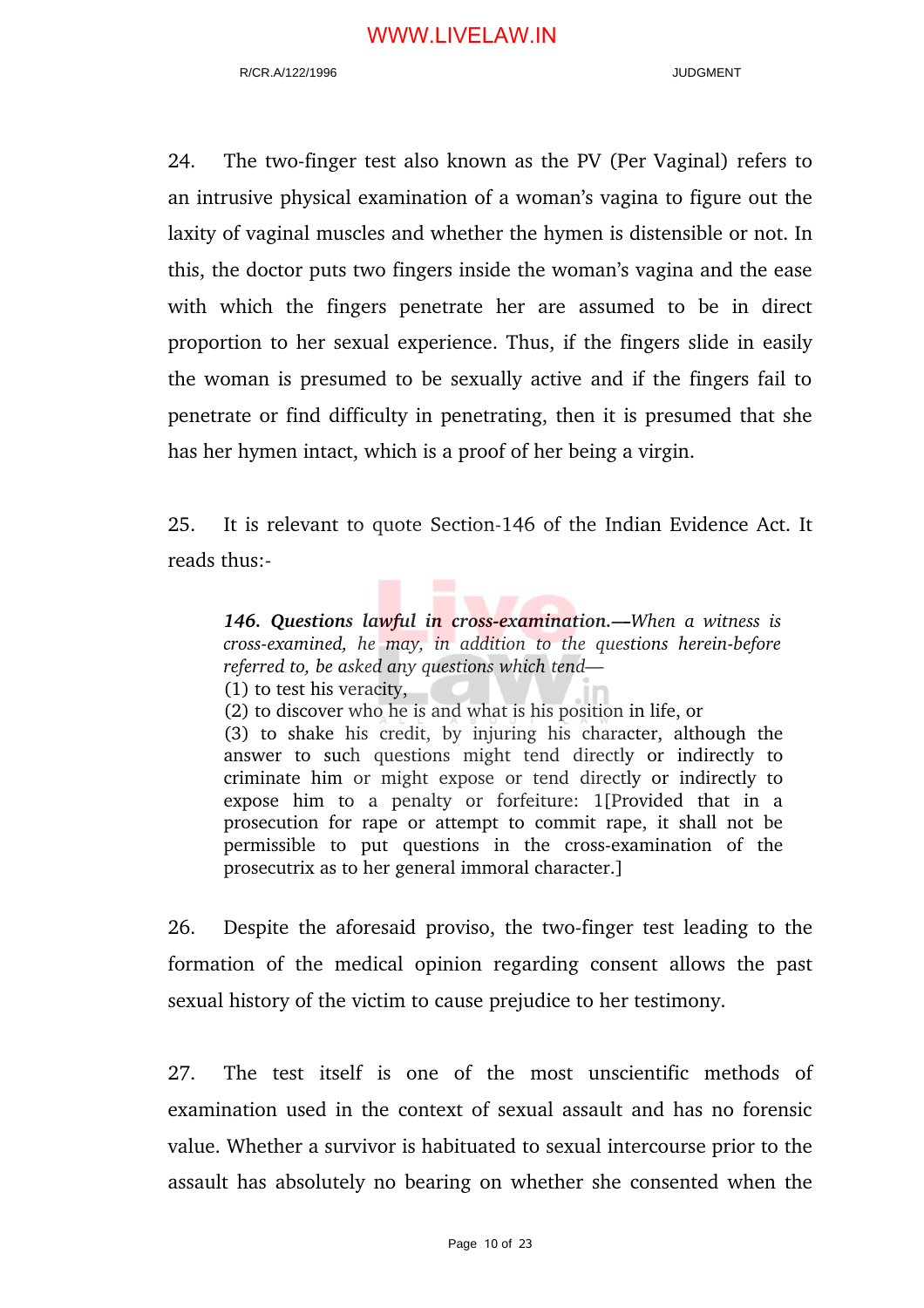24. The two-finger test also known as the PV (Per Vaginal) refers to an intrusive physical examination of a woman's vagina to figure out the laxity of vaginal muscles and whether the hymen is distensible or not. In this, the doctor puts two fingers inside the woman's vagina and the ease with which the fingers penetrate her are assumed to be in direct proportion to her sexual experience. Thus, if the fingers slide in easily the woman is presumed to be sexually active and if the fingers fail to penetrate or find difficulty in penetrating, then it is presumed that she has her hymen intact, which is a proof of her being a virgin.

25. It is relevant to quote Section-146 of the Indian Evidence Act. It reads thus:-

> ***146. Questions lawful in cross-examination.***—*When a witness is cross-examined, he may, in addition to the questions herein-before referred to, be asked any questions which tend—*
> (1) to test his veracity,
> (2) to discover who he is and what is his position in life, or
> (3) to shake his credit, by injuring his character, although the answer to such questions might tend directly or indirectly to criminate him or might expose or tend directly or indirectly to expose him to a penalty or forfeiture: 1[Provided that in a prosecution for rape or attempt to commit rape, it shall not be permissible to put questions in the cross-examination of the prosecutrix as to her general immoral character.]

26. Despite the aforesaid proviso, the two-finger test leading to the formation of the medical opinion regarding consent allows the past sexual history of the victim to cause prejudice to her testimony.

27. The test itself is one of the most unscientific methods of examination used in the context of sexual assault and has no forensic value. Whether a survivor is habituated to sexual intercourse prior to the assault has absolutely no bearing on whether she consented when the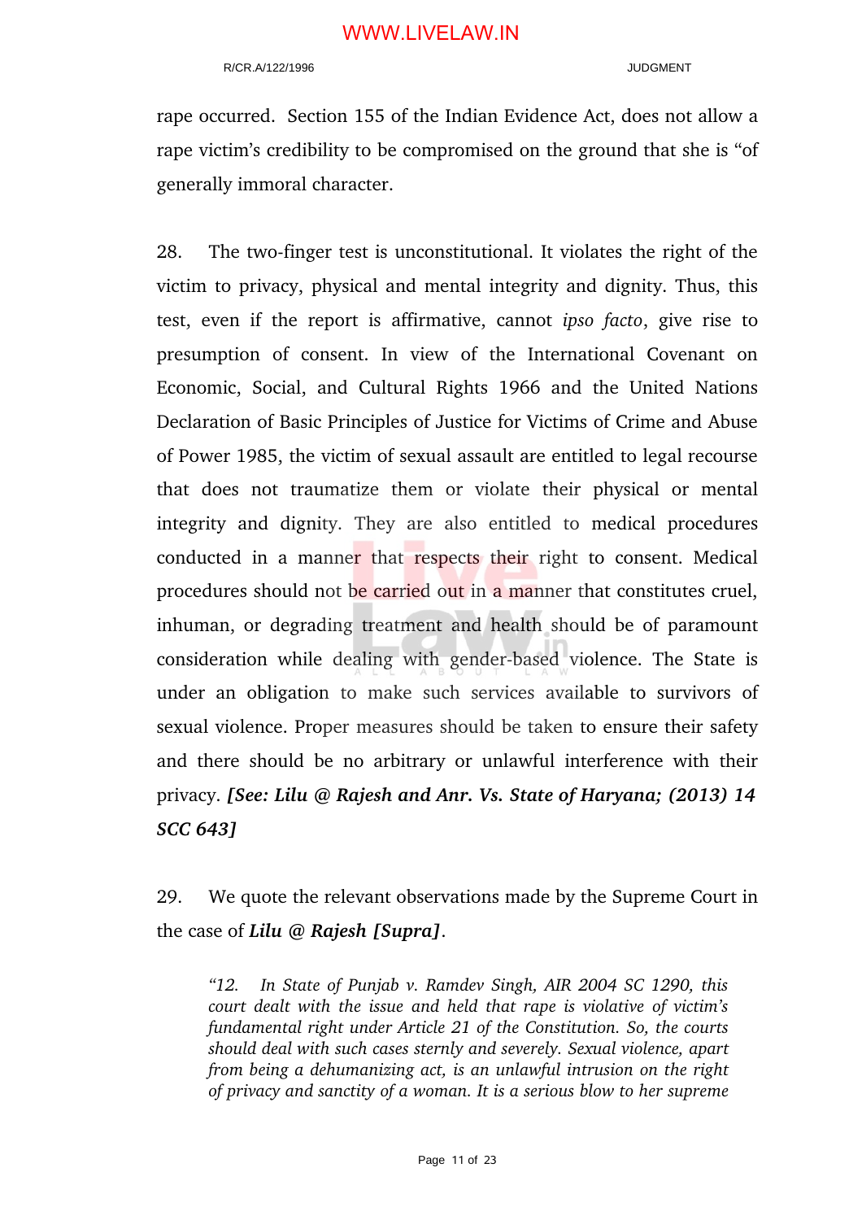rape occurred. Section 155 of the Indian Evidence Act, does not allow a rape victim's credibility to be compromised on the ground that she is "of generally immoral character.

28. The two-finger test is unconstitutional. It violates the right of the victim to privacy, physical and mental integrity and dignity. Thus, this test, even if the report is affirmative, cannot *ipso facto*, give rise to presumption of consent. In view of the International Covenant on Economic, Social, and Cultural Rights 1966 and the United Nations Declaration of Basic Principles of Justice for Victims of Crime and Abuse of Power 1985, the victim of sexual assault are entitled to legal recourse that does not traumatize them or violate their physical or mental integrity and dignity. They are also entitled to medical procedures conducted in a manner that respects their right to consent. Medical procedures should not be carried out in a manner that constitutes cruel, inhuman, or degrading treatment and health should be of paramount consideration while dealing with gender-based violence. The State is under an obligation to make such services available to survivors of sexual violence. Proper measures should be taken to ensure their safety and there should be no arbitrary or unlawful interference with their privacy. ***[See: Lilu @ Rajesh and Anr. Vs. State of Haryana; (2013) 14 SCC 643]***

29. We quote the relevant observations made by the Supreme Court in the case of ***Lilu @ Rajesh [Supra]***.

> *"12. In State of Punjab v. Ramdev Singh, AIR 2004 SC 1290, this court dealt with the issue and held that rape is violative of victim's fundamental right under Article 21 of the Constitution. So, the courts should deal with such cases sternly and severely. Sexual violence, apart from being a dehumanizing act, is an unlawful intrusion on the right of privacy and sanctity of a woman. It is a serious blow to her supreme*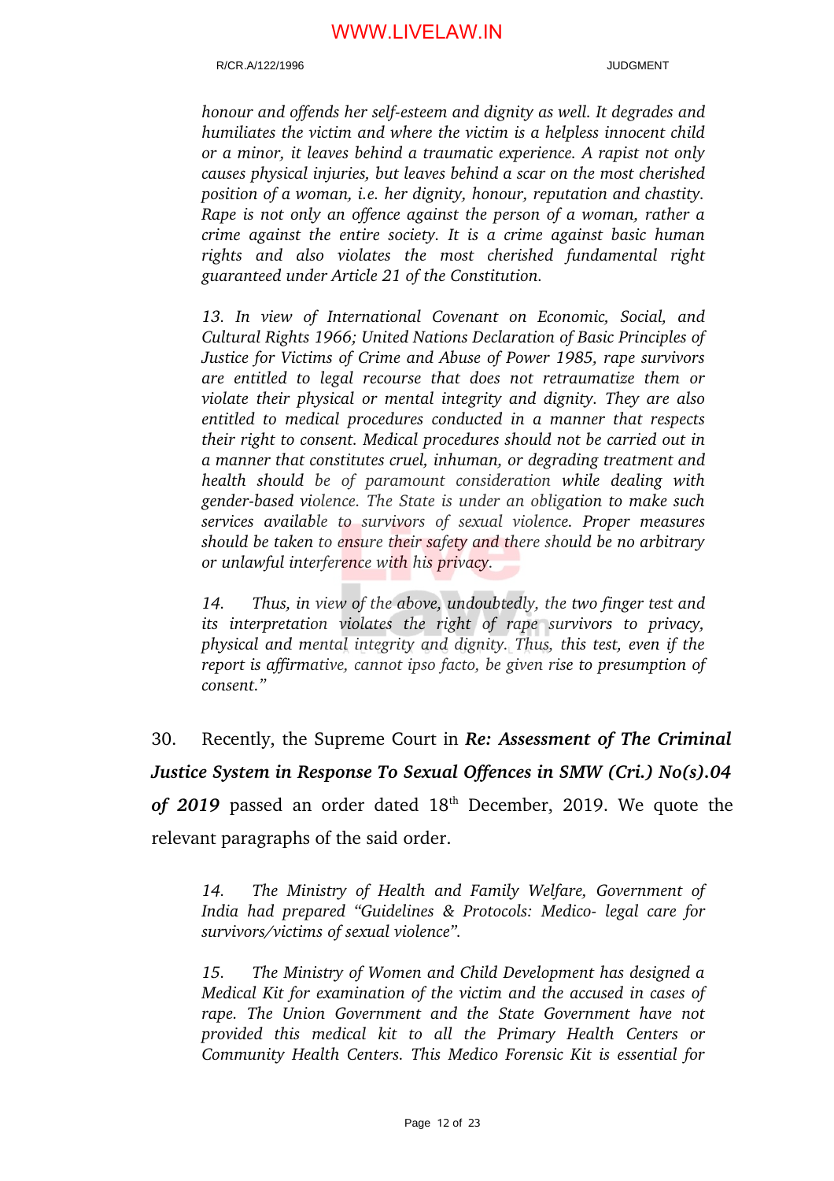*honour and offends her self-esteem and dignity as well. It degrades and humiliates the victim and where the victim is a helpless innocent child or a minor, it leaves behind a traumatic experience. A rapist not only causes physical injuries, but leaves behind a scar on the most cherished position of a woman, i.e. her dignity, honour, reputation and chastity. Rape is not only an offence against the person of a woman, rather a crime against the entire society. It is a crime against basic human rights and also violates the most cherished fundamental right guaranteed under Article 21 of the Constitution.*

*13. In view of International Covenant on Economic, Social, and Cultural Rights 1966; United Nations Declaration of Basic Principles of Justice for Victims of Crime and Abuse of Power 1985, rape survivors are entitled to legal recourse that does not retraumatize them or violate their physical or mental integrity and dignity. They are also entitled to medical procedures conducted in a manner that respects their right to consent. Medical procedures should not be carried out in a manner that constitutes cruel, inhuman, or degrading treatment and health should be of paramount consideration while dealing with gender-based violence. The State is under an obligation to make such services available to survivors of sexual violence. Proper measures should be taken to ensure their safety and there should be no arbitrary or unlawful interference with his privacy.*

*14. Thus, in view of the above, undoubtedly, the two finger test and its interpretation violates the right of rape survivors to privacy, physical and mental integrity and dignity. Thus, this test, even if the report is affirmative, cannot ipso facto, be given rise to presumption of consent."*

30. Recently, the Supreme Court in ***Re: Assessment of The Criminal Justice System in Response To Sexual Offences in SMW (Cri.) No(s).04 of 2019*** passed an order dated 18th December, 2019. We quote the relevant paragraphs of the said order.

*14. The Ministry of Health and Family Welfare, Government of India had prepared "Guidelines & Protocols: Medico- legal care for survivors/victims of sexual violence".*

*15. The Ministry of Women and Child Development has designed a Medical Kit for examination of the victim and the accused in cases of rape. The Union Government and the State Government have not provided this medical kit to all the Primary Health Centers or Community Health Centers. This Medico Forensic Kit is essential for*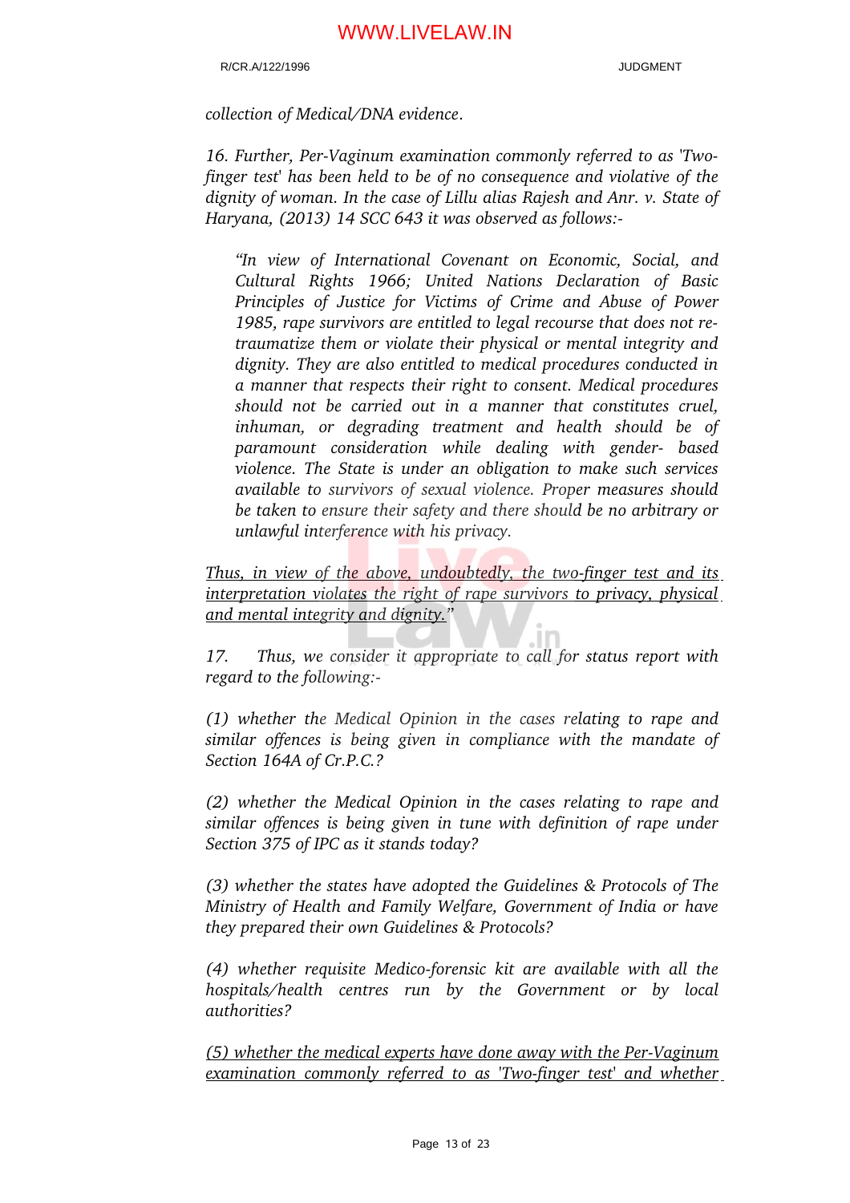*collection of Medical/DNA evidence.*

*16. Further, Per-Vaginum examination commonly referred to as 'Two-finger test' has been held to be of no consequence and violative of the dignity of woman. In the case of Lillu alias Rajesh and Anr. v. State of Haryana, (2013) 14 SCC 643 it was observed as follows:-*

> *"In view of International Covenant on Economic, Social, and Cultural Rights 1966; United Nations Declaration of Basic Principles of Justice for Victims of Crime and Abuse of Power 1985, rape survivors are entitled to legal recourse that does not re-traumatize them or violate their physical or mental integrity and dignity. They are also entitled to medical procedures conducted in a manner that respects their right to consent. Medical procedures should not be carried out in a manner that constitutes cruel, inhuman, or degrading treatment and health should be of paramount consideration while dealing with gender- based violence. The State is under an obligation to make such services available to survivors of sexual violence. Proper measures should be taken to ensure their safety and there should be no arbitrary or unlawful interference with his privacy.*

*<u>Thus, in view of the above, undoubtedly, the two-finger test and its interpretation violates the right of rape survivors to privacy, physical and mental integrity and dignity.</u>"*

*17. Thus, we consider it appropriate to call for status report with regard to the following:-*

*(1) whether the Medical Opinion in the cases relating to rape and similar offences is being given in compliance with the mandate of Section 164A of Cr.P.C.?*

*(2) whether the Medical Opinion in the cases relating to rape and similar offences is being given in tune with definition of rape under Section 375 of IPC as it stands today?*

*(3) whether the states have adopted the Guidelines & Protocols of The Ministry of Health and Family Welfare, Government of India or have they prepared their own Guidelines & Protocols?*

*(4) whether requisite Medico-forensic kit are available with all the hospitals/health centres run by the Government or by local authorities?*

*<u>(5) whether the medical experts have done away with the Per-Vaginum examination commonly referred to as 'Two-finger test' and whether</u>*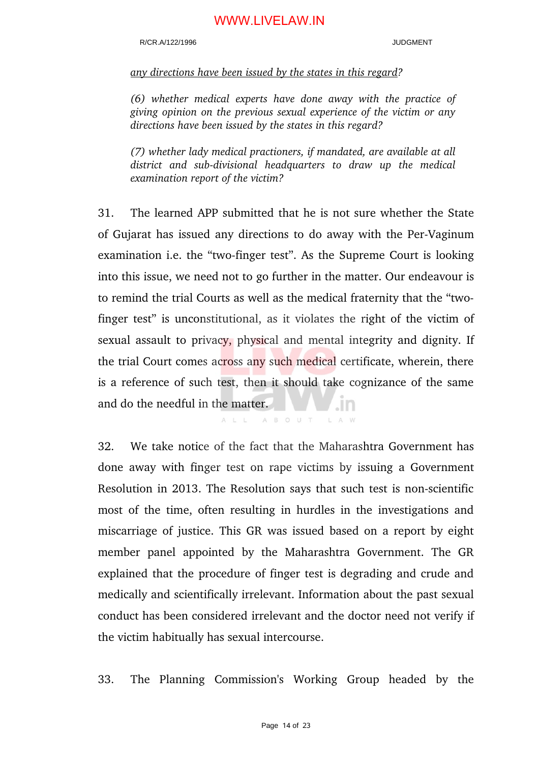*<u>any directions have been issued by the states in this regard</u>?*

*(6) whether medical experts have done away with the practice of giving opinion on the previous sexual experience of the victim or any directions have been issued by the states in this regard?*

*(7) whether lady medical practioners, if mandated, are available at all district and sub-divisional headquarters to draw up the medical examination report of the victim?*

31. The learned APP submitted that he is not sure whether the State of Gujarat has issued any directions to do away with the Per-Vaginum examination i.e. the "two-finger test". As the Supreme Court is looking into this issue, we need not to go further in the matter. Our endeavour is to remind the trial Courts as well as the medical fraternity that the "two-finger test" is unconstitutional, as it violates the right of the victim of sexual assault to privacy, physical and mental integrity and dignity. If the trial Court comes across any such medical certificate, wherein, there is a reference of such test, then it should take cognizance of the same and do the needful in the matter.

32. We take notice of the fact that the Maharashtra Government has done away with finger test on rape victims by issuing a Government Resolution in 2013. The Resolution says that such test is non-scientific most of the time, often resulting in hurdles in the investigations and miscarriage of justice. This GR was issued based on a report by eight member panel appointed by the Maharashtra Government. The GR explained that the procedure of finger test is degrading and crude and medically and scientifically irrelevant. Information about the past sexual conduct has been considered irrelevant and the doctor need not verify if the victim habitually has sexual intercourse.

33. The Planning Commission's Working Group headed by the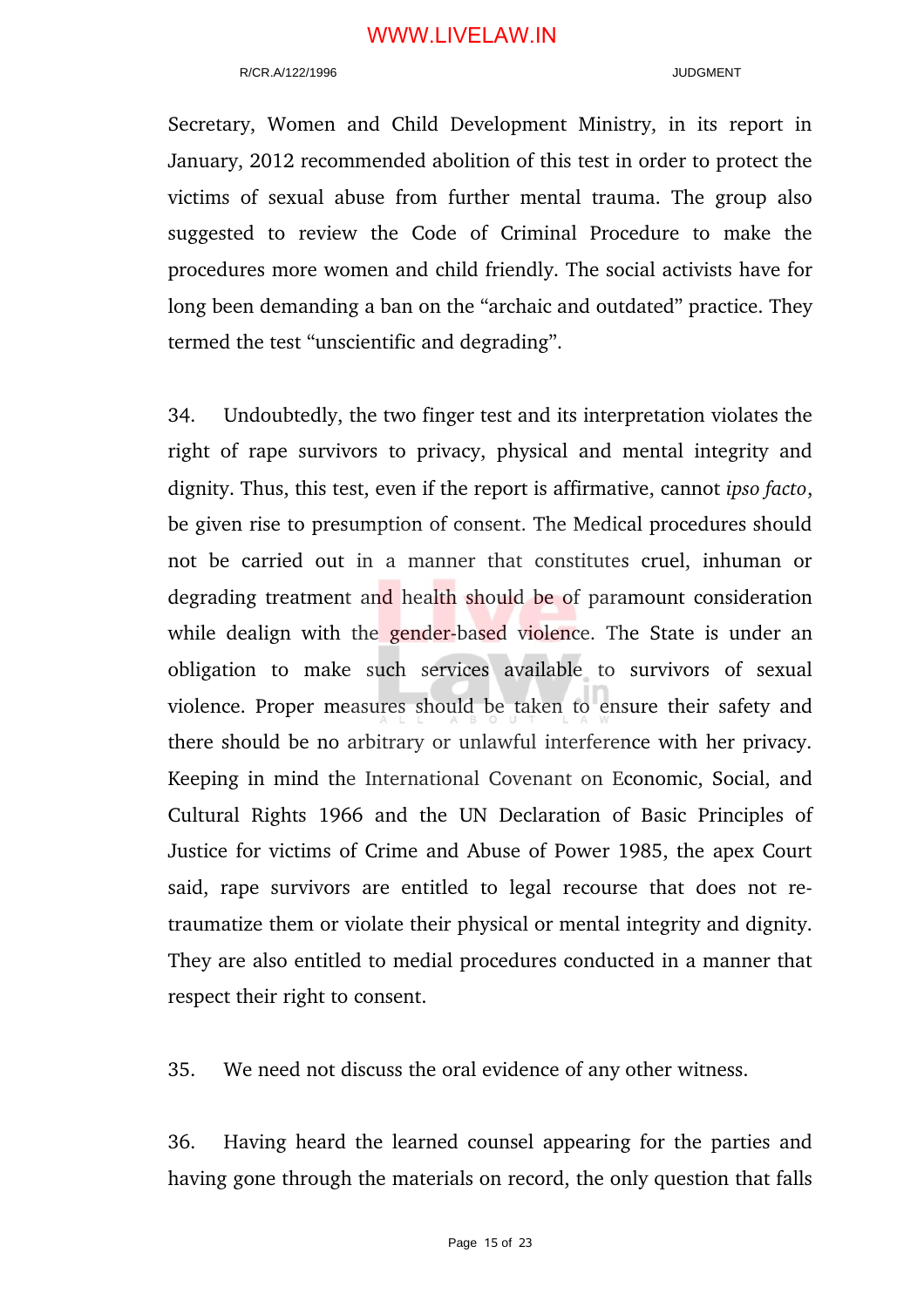Secretary, Women and Child Development Ministry, in its report in January, 2012 recommended abolition of this test in order to protect the victims of sexual abuse from further mental trauma. The group also suggested to review the Code of Criminal Procedure to make the procedures more women and child friendly. The social activists have for long been demanding a ban on the "archaic and outdated" practice. They termed the test "unscientific and degrading".

34. Undoubtedly, the two finger test and its interpretation violates the right of rape survivors to privacy, physical and mental integrity and dignity. Thus, this test, even if the report is affirmative, cannot *ipso facto*, be given rise to presumption of consent. The Medical procedures should not be carried out in a manner that constitutes cruel, inhuman or degrading treatment and health should be of paramount consideration while dealign with the gender-based violence. The State is under an obligation to make such services available to survivors of sexual violence. Proper measures should be taken to ensure their safety and there should be no arbitrary or unlawful interference with her privacy. Keeping in mind the International Covenant on Economic, Social, and Cultural Rights 1966 and the UN Declaration of Basic Principles of Justice for victims of Crime and Abuse of Power 1985, the apex Court said, rape survivors are entitled to legal recourse that does not re-traumatize them or violate their physical or mental integrity and dignity. They are also entitled to medial procedures conducted in a manner that respect their right to consent.

35. We need not discuss the oral evidence of any other witness.

36. Having heard the learned counsel appearing for the parties and having gone through the materials on record, the only question that falls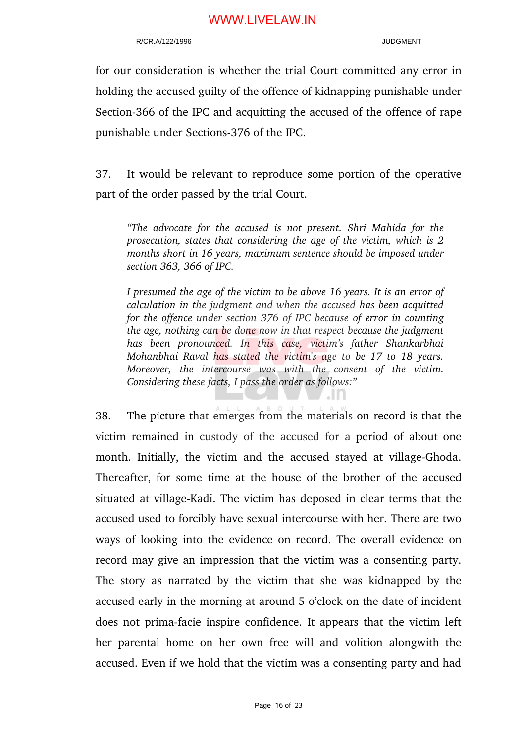for our consideration is whether the trial Court committed any error in holding the accused guilty of the offence of kidnapping punishable under Section-366 of the IPC and acquitting the accused of the offence of rape punishable under Sections-376 of the IPC.

37. It would be relevant to reproduce some portion of the operative part of the order passed by the trial Court.

> *"The advocate for the accused is not present. Shri Mahida for the prosecution, states that considering the age of the victim, which is 2 months short in 16 years, maximum sentence should be imposed under section 363, 366 of IPC.*
>
> *I presumed the age of the victim to be above 16 years. It is an error of calculation in the judgment and when the accused has been acquitted for the offence under section 376 of IPC because of error in counting the age, nothing can be done now in that respect because the judgment has been pronounced. In this case, victim's father Shankarbhai Mohanbhai Raval has stated the victim's age to be 17 to 18 years. Moreover, the intercourse was with the consent of the victim. Considering these facts, I pass the order as follows:"*

38. The picture that emerges from the materials on record is that the victim remained in custody of the accused for a period of about one month. Initially, the victim and the accused stayed at village-Ghoda. Thereafter, for some time at the house of the brother of the accused situated at village-Kadi. The victim has deposed in clear terms that the accused used to forcibly have sexual intercourse with her. There are two ways of looking into the evidence on record. The overall evidence on record may give an impression that the victim was a consenting party. The story as narrated by the victim that she was kidnapped by the accused early in the morning at around 5 o'clock on the date of incident does not prima-facie inspire confidence. It appears that the victim left her parental home on her own free will and volition alongwith the accused. Even if we hold that the victim was a consenting party and had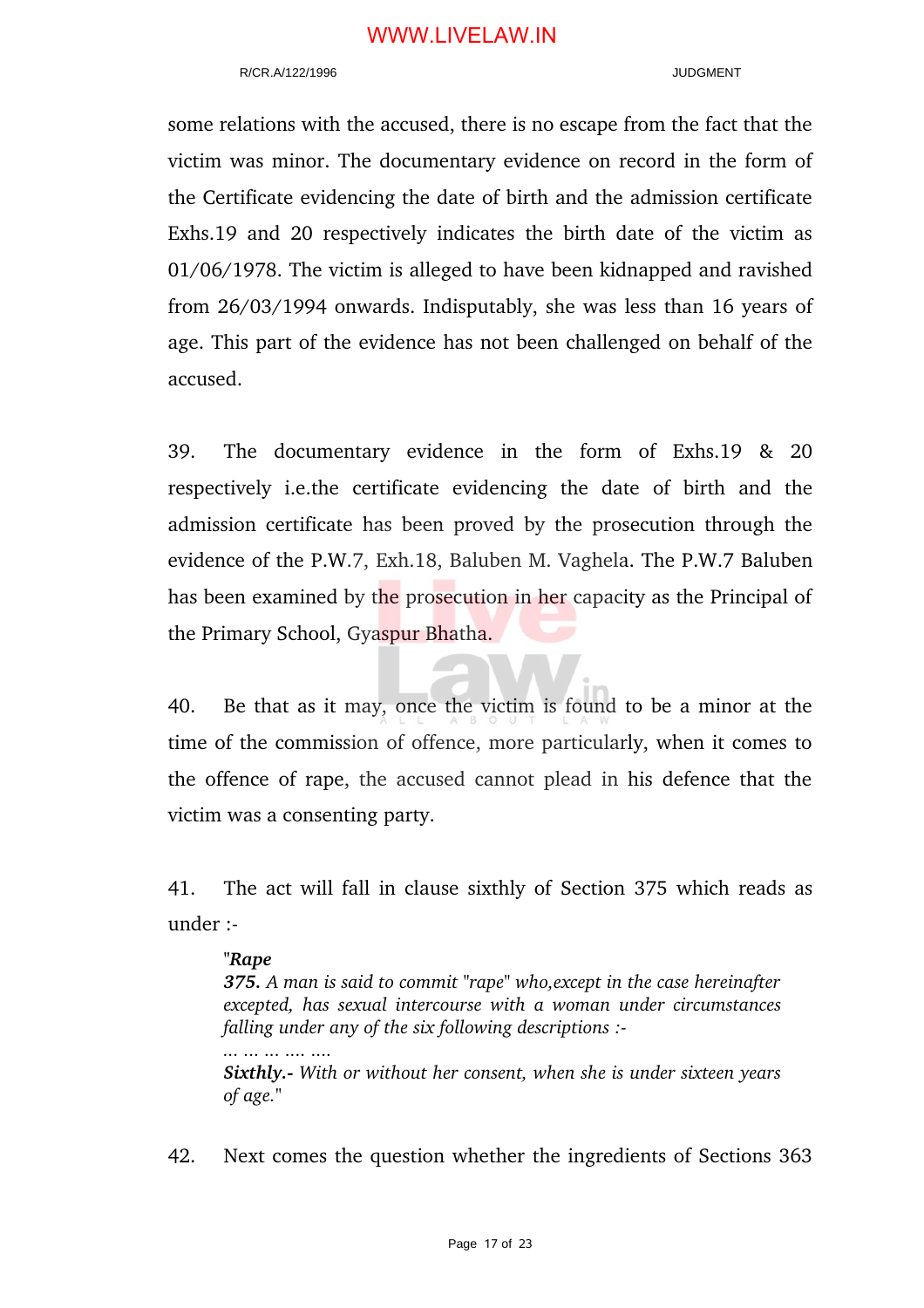some relations with the accused, there is no escape from the fact that the victim was minor. The documentary evidence on record in the form of the Certificate evidencing the date of birth and the admission certificate Exhs.19 and 20 respectively indicates the birth date of the victim as 01/06/1978. The victim is alleged to have been kidnapped and ravished from 26/03/1994 onwards. Indisputably, she was less than 16 years of age. This part of the evidence has not been challenged on behalf of the accused.

39. The documentary evidence in the form of Exhs.19 & 20 respectively i.e.the certificate evidencing the date of birth and the admission certificate has been proved by the prosecution through the evidence of the P.W.7, Exh.18, Baluben M. Vaghela. The P.W.7 Baluben has been examined by the prosecution in her capacity as the Principal of the Primary School, Gyaspur Bhatha.

40. Be that as it may, once the victim is found to be a minor at the time of the commission of offence, more particularly, when it comes to the offence of rape, the accused cannot plead in his defence that the victim was a consenting party.

41. The act will fall in clause sixthly of Section 375 which reads as under :-

> "***Rape***
> ***375.*** *A man is said to commit "rape" who,except in the case hereinafter excepted, has sexual intercourse with a woman under circumstances falling under any of the six following descriptions :-*
> *... ... ... .... ....*
> ***Sixthly.-*** *With or without her consent, when she is under sixteen years of age.*"

42. Next comes the question whether the ingredients of Sections 363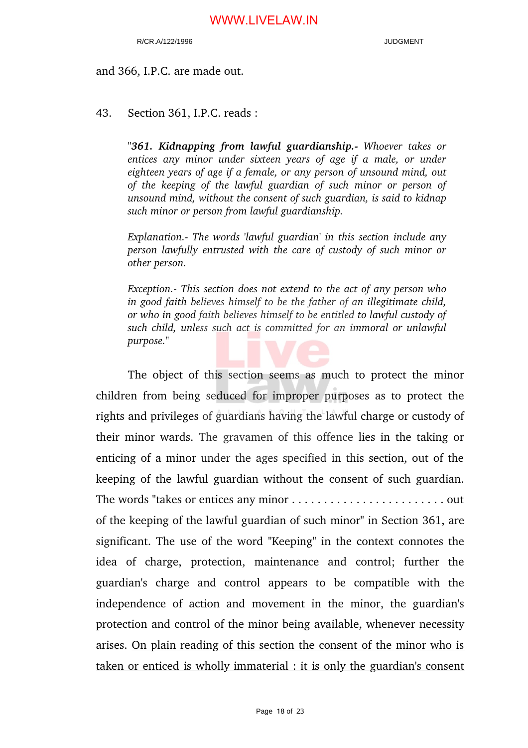and 366, I.P.C. are made out.

43. Section 361, I.P.C. reads :

> "***361. Kidnapping from lawful guardianship.-*** *Whoever takes or entices any minor under sixteen years of age if a male, or under eighteen years of age if a female, or any person of unsound mind, out of the keeping of the lawful guardian of such minor or person of unsound mind, without the consent of such guardian, is said to kidnap such minor or person from lawful guardianship.*
>
> *Explanation.- The words 'lawful guardian' in this section include any person lawfully entrusted with the care of custody of such minor or other person.*
>
> *Exception.- This section does not extend to the act of any person who in good faith believes himself to be the father of an illegitimate child, or who in good faith believes himself to be entitled to lawful custody of such child, unless such act is committed for an immoral or unlawful purpose.*"

The object of this section seems as much to protect the minor children from being seduced for improper purposes as to protect the rights and privileges of guardians having the lawful charge or custody of their minor wards. The gravamen of this offence lies in the taking or enticing of a minor under the ages specified in this section, out of the keeping of the lawful guardian without the consent of such guardian. The words "takes or entices any minor . . . . . . . . . . . . . . . . . . . . . . . . . out of the keeping of the lawful guardian of such minor" in Section 361, are significant. The use of the word "Keeping" in the context connotes the idea of charge, protection, maintenance and control; further the guardian's charge and control appears to be compatible with the independence of action and movement in the minor, the guardian's protection and control of the minor being available, whenever necessity arises. <u>On plain reading of this section the consent of the minor who is taken or enticed is wholly immaterial : it is only the guardian's consent</u>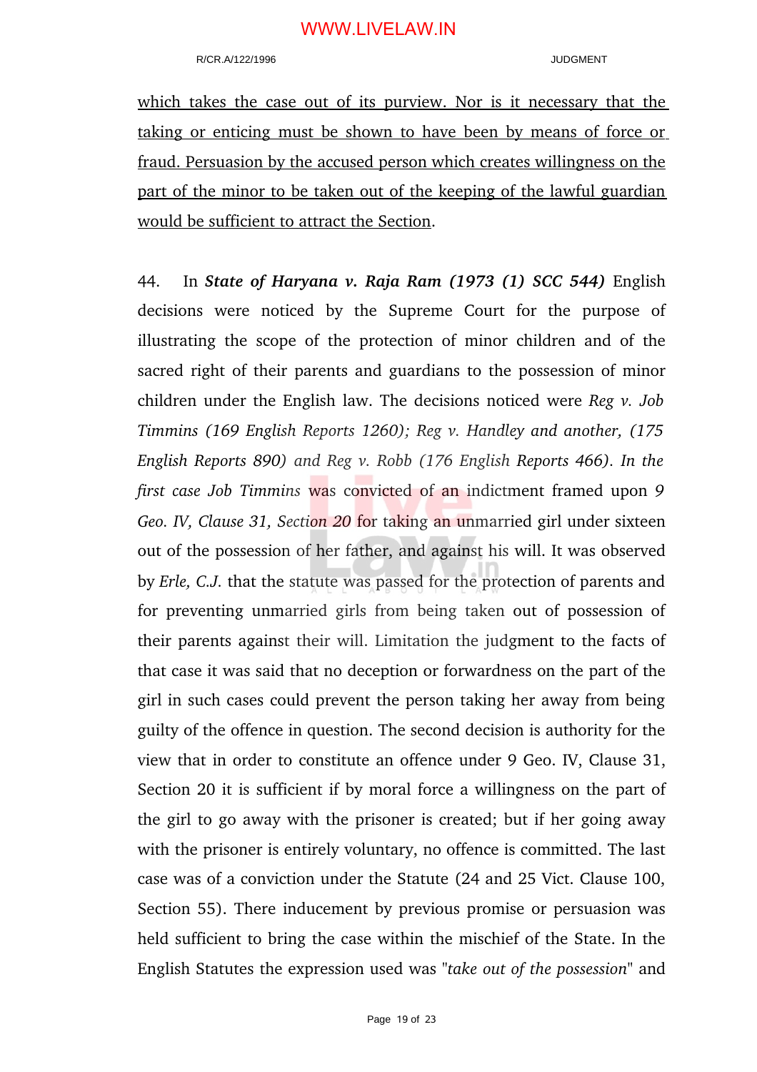which takes the case out of its purview. Nor is it necessary that the taking or enticing must be shown to have been by means of force or fraud. Persuasion by the accused person which creates willingness on the part of the minor to be taken out of the keeping of the lawful guardian would be sufficient to attract the Section.

44. In ***State of Haryana v. Raja Ram (1973 (1) SCC 544)*** English decisions were noticed by the Supreme Court for the purpose of illustrating the scope of the protection of minor children and of the sacred right of their parents and guardians to the possession of minor children under the English law. The decisions noticed were *Reg v. Job Timmins (169 English Reports 1260); Reg v. Handley and another, (175 English Reports 890) and Reg v. Robb (176 English Reports 466). In the first case Job Timmins* was convicted of an indictment framed upon *9 Geo. IV, Clause 31, Section 20* for taking an unmarried girl under sixteen out of the possession of her father, and against his will. It was observed by *Erle, C.J.* that the statute was passed for the protection of parents and for preventing unmarried girls from being taken out of possession of their parents against their will. Limitation the judgment to the facts of that case it was said that no deception or forwardness on the part of the girl in such cases could prevent the person taking her away from being guilty of the offence in question. The second decision is authority for the view that in order to constitute an offence under 9 Geo. IV, Clause 31, Section 20 it is sufficient if by moral force a willingness on the part of the girl to go away with the prisoner is created; but if her going away with the prisoner is entirely voluntary, no offence is committed. The last case was of a conviction under the Statute (24 and 25 Vict. Clause 100, Section 55). There inducement by previous promise or persuasion was held sufficient to bring the case within the mischief of the State. In the English Statutes the expression used was "*take out of the possession*" and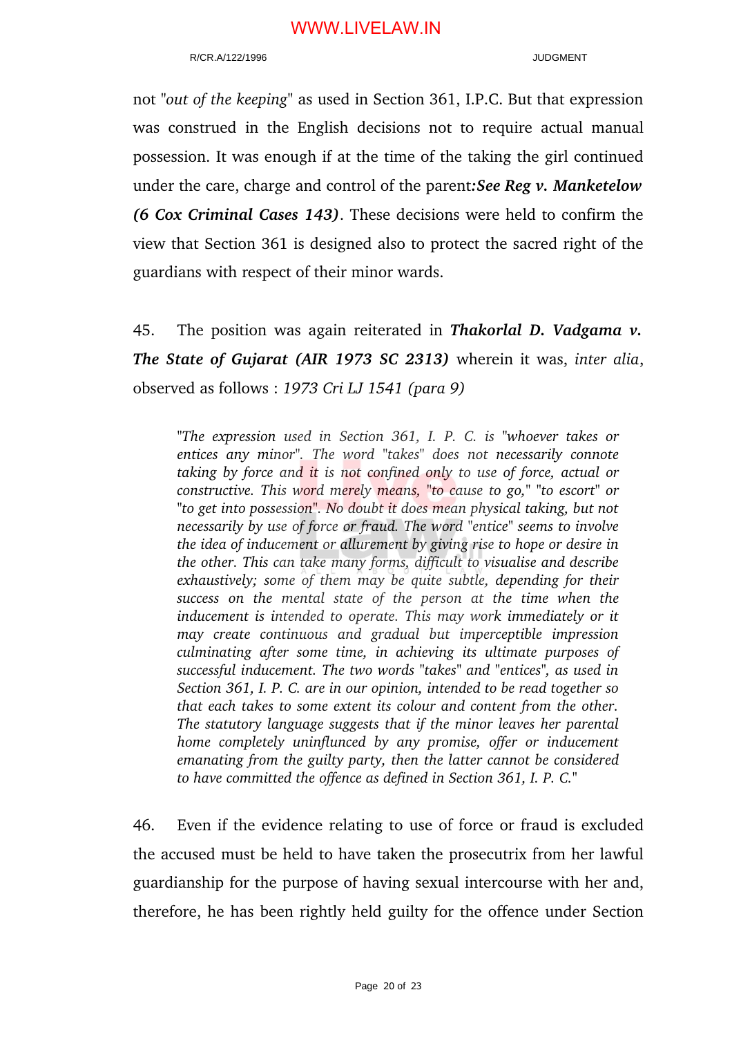not "*out of the keeping*" as used in Section 361, I.P.C. But that expression was construed in the English decisions not to require actual manual possession. It was enough if at the time of the taking the girl continued under the care, charge and control of the parent***:See Reg v. Manketelow (6 Cox Criminal Cases 143)***. These decisions were held to confirm the view that Section 361 is designed also to protect the sacred right of the guardians with respect of their minor wards.

45. The position was again reiterated in ***Thakorlal D. Vadgama v. The State of Gujarat (AIR 1973 SC 2313)*** wherein it was, *inter alia*, observed as follows : *1973 Cri LJ 1541 (para 9)*

> *"The expression used in Section 361, I. P. C. is "whoever takes or entices any minor". The word "takes" does not necessarily connote taking by force and it is not confined only to use of force, actual or constructive. This word merely means, "to cause to go," "to escort" or "to get into possession". No doubt it does mean physical taking, but not necessarily by use of force or fraud. The word "entice" seems to involve the idea of inducement or allurement by giving rise to hope or desire in the other. This can take many forms, difficult to visualise and describe exhaustively; some of them may be quite subtle, depending for their success on the mental state of the person at the time when the inducement is intended to operate. This may work immediately or it may create continuous and gradual but imperceptible impression culminating after some time, in achieving its ultimate purposes of successful inducement. The two words "takes" and "entices", as used in Section 361, I. P. C. are in our opinion, intended to be read together so that each takes to some extent its colour and content from the other. The statutory language suggests that if the minor leaves her parental home completely uninfluced by any promise, offer or inducement emanating from the guilty party, then the latter cannot be considered to have committed the offence as defined in Section 361, I. P. C."*

46. Even if the evidence relating to use of force or fraud is excluded the accused must be held to have taken the prosecutrix from her lawful guardianship for the purpose of having sexual intercourse with her and, therefore, he has been rightly held guilty for the offence under Section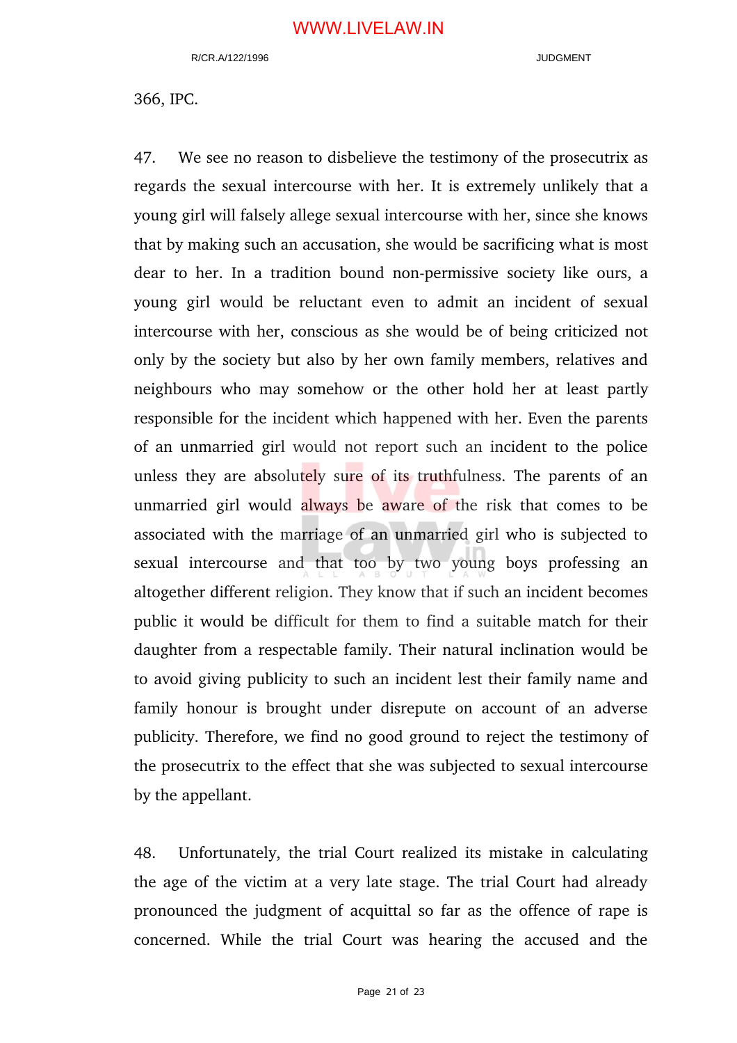366, IPC.

47. We see no reason to disbelieve the testimony of the prosecutrix as regards the sexual intercourse with her. It is extremely unlikely that a young girl will falsely allege sexual intercourse with her, since she knows that by making such an accusation, she would be sacrificing what is most dear to her. In a tradition bound non-permissive society like ours, a young girl would be reluctant even to admit an incident of sexual intercourse with her, conscious as she would be of being criticized not only by the society but also by her own family members, relatives and neighbours who may somehow or the other hold her at least partly responsible for the incident which happened with her. Even the parents of an unmarried girl would not report such an incident to the police unless they are absolutely sure of its truthfulness. The parents of an unmarried girl would always be aware of the risk that comes to be associated with the marriage of an unmarried girl who is subjected to sexual intercourse and that too by two young boys professing an altogether different religion. They know that if such an incident becomes public it would be difficult for them to find a suitable match for their daughter from a respectable family. Their natural inclination would be to avoid giving publicity to such an incident lest their family name and family honour is brought under disrepute on account of an adverse publicity. Therefore, we find no good ground to reject the testimony of the prosecutrix to the effect that she was subjected to sexual intercourse by the appellant.

48. Unfortunately, the trial Court realized its mistake in calculating the age of the victim at a very late stage. The trial Court had already pronounced the judgment of acquittal so far as the offence of rape is concerned. While the trial Court was hearing the accused and the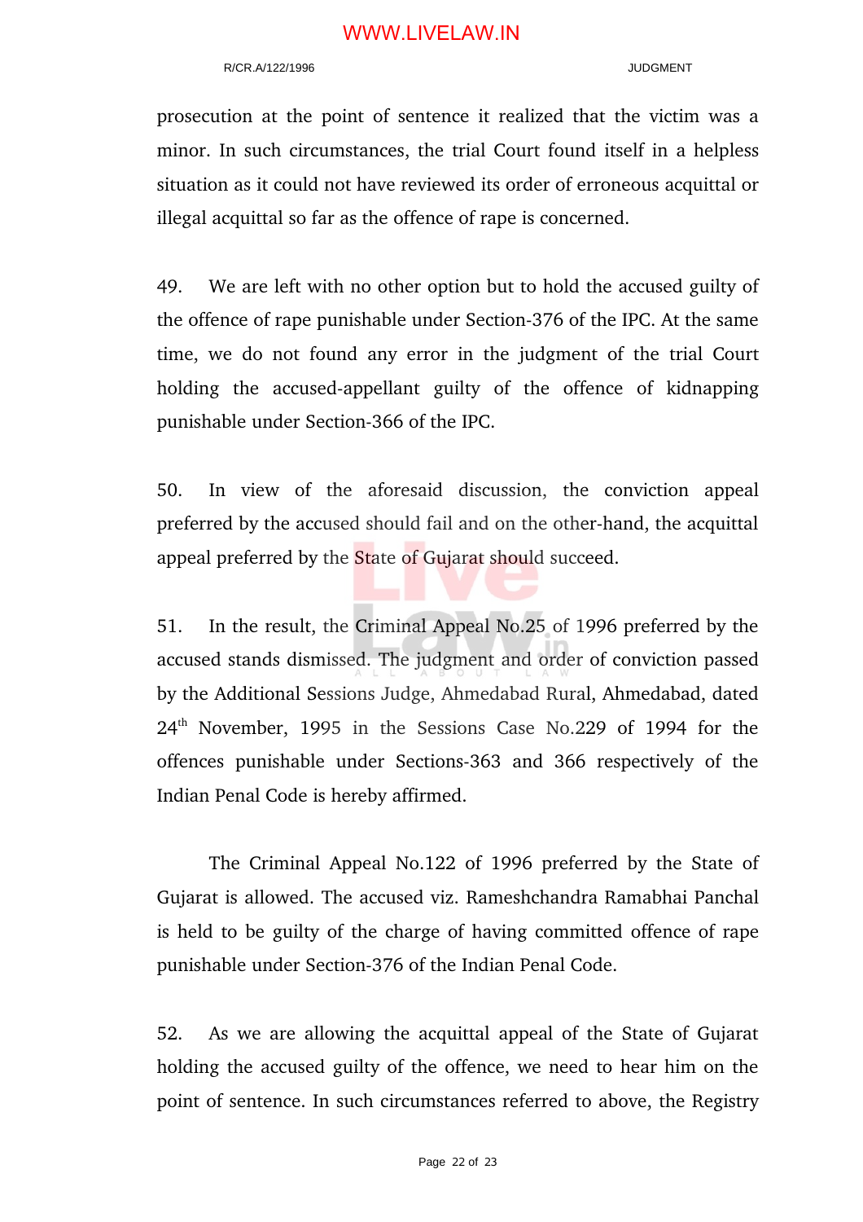prosecution at the point of sentence it realized that the victim was a minor. In such circumstances, the trial Court found itself in a helpless situation as it could not have reviewed its order of erroneous acquittal or illegal acquittal so far as the offence of rape is concerned.

49. We are left with no other option but to hold the accused guilty of the offence of rape punishable under Section-376 of the IPC. At the same time, we do not found any error in the judgment of the trial Court holding the accused-appellant guilty of the offence of kidnapping punishable under Section-366 of the IPC.

50. In view of the aforesaid discussion, the conviction appeal preferred by the accused should fail and on the other-hand, the acquittal appeal preferred by the State of Gujarat should succeed.

51. In the result, the Criminal Appeal No.25 of 1996 preferred by the accused stands dismissed. The judgment and order of conviction passed by the Additional Sessions Judge, Ahmedabad Rural, Ahmedabad, dated 24th November, 1995 in the Sessions Case No.229 of 1994 for the offences punishable under Sections-363 and 366 respectively of the Indian Penal Code is hereby affirmed.

The Criminal Appeal No.122 of 1996 preferred by the State of Gujarat is allowed. The accused viz. Rameshchandra Ramabhai Panchal is held to be guilty of the charge of having committed offence of rape punishable under Section-376 of the Indian Penal Code.

52. As we are allowing the acquittal appeal of the State of Gujarat holding the accused guilty of the offence, we need to hear him on the point of sentence. In such circumstances referred to above, the Registry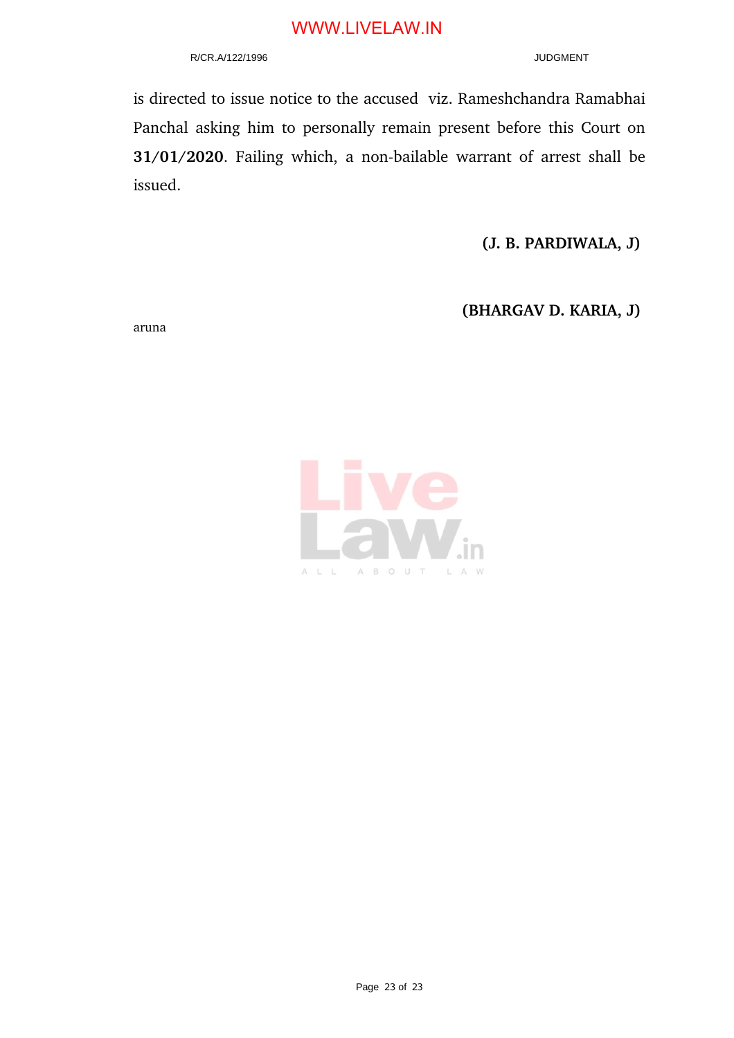is directed to issue notice to the accused viz. Rameshchandra Ramabhai Panchal asking him to personally remain present before this Court on **31/01/2020**. Failing which, a non-bailable warrant of arrest shall be issued.

**(J. B. PARDIWALA, J)**

**(BHARGAV D. KARIA, J)**

aruna